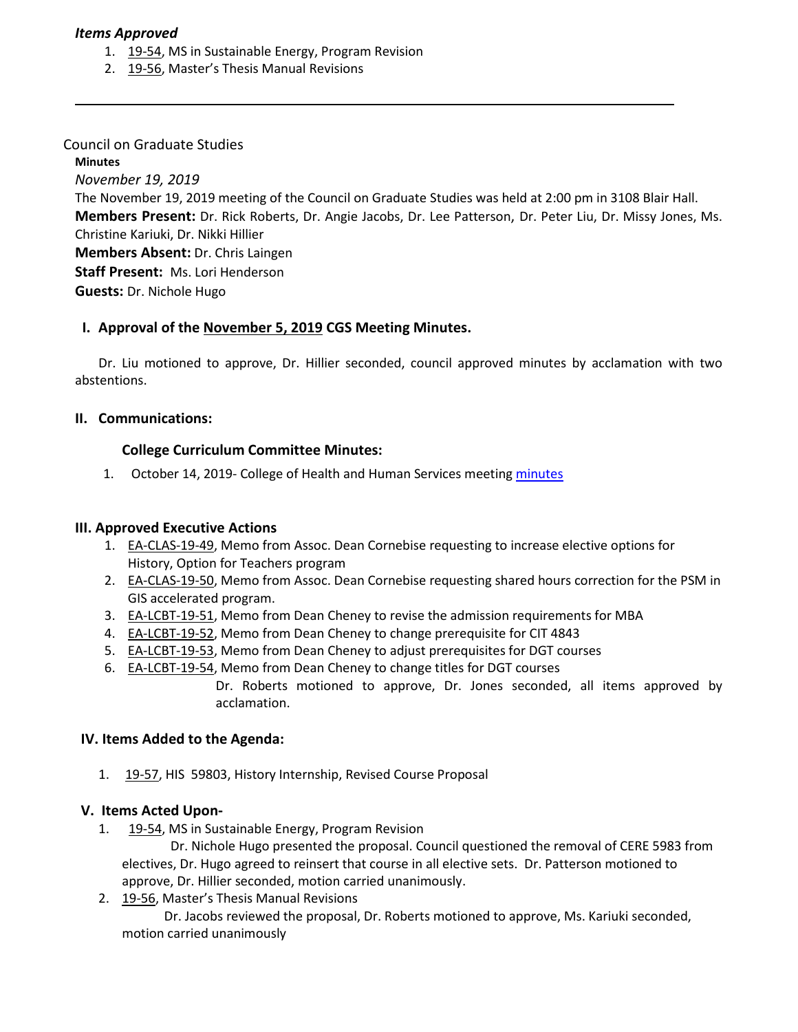*Items Approved*

1. 19-54, MS in Sustainable Energy, Program Revision
2. 19-56, Master's Thesis Manual Revisions

---

Council on Graduate Studies

**Minutes**

*November 19, 2019*

The November 19, 2019 meeting of the Council on Graduate Studies was held at 2:00 pm in 3108 Blair Hall.

**Members Present:** Dr. Rick Roberts, Dr. Angie Jacobs, Dr. Lee Patterson, Dr. Peter Liu, Dr. Missy Jones, Ms. Christine Kariuki, Dr. Nikki Hillier

**Members Absent:** Dr. Chris Laingen

**Staff Present:** Ms. Lori Henderson

**Guests:** Dr. Nichole Hugo

## I. Approval of the November 5, 2019 CGS Meeting Minutes.

Dr. Liu motioned to approve, Dr. Hillier seconded, council approved minutes by acclamation with two abstentions.

## II. Communications:

### College Curriculum Committee Minutes:

1. October 14, 2019- College of Health and Human Services meeting minutes

## III. Approved Executive Actions

1. EA-CLAS-19-49, Memo from Assoc. Dean Cornebise requesting to increase elective options for History, Option for Teachers program
2. EA-CLAS-19-50, Memo from Assoc. Dean Cornebise requesting shared hours correction for the PSM in GIS accelerated program.
3. EA-LCBT-19-51, Memo from Dean Cheney to revise the admission requirements for MBA
4. EA-LCBT-19-52, Memo from Dean Cheney to change prerequisite for CIT 4843
5. EA-LCBT-19-53, Memo from Dean Cheney to adjust prerequisites for DGT courses
6. EA-LCBT-19-54, Memo from Dean Cheney to change titles for DGT courses

Dr. Roberts motioned to approve, Dr. Jones seconded, all items approved by acclamation.

## IV. Items Added to the Agenda:

1. 19-57, HIS 59803, History Internship, Revised Course Proposal

## V. Items Acted Upon-

1. 19-54, MS in Sustainable Energy, Program Revision

   Dr. Nichole Hugo presented the proposal. Council questioned the removal of CERE 5983 from electives, Dr. Hugo agreed to reinsert that course in all elective sets. Dr. Patterson motioned to approve, Dr. Hillier seconded, motion carried unanimously.

2. 19-56, Master's Thesis Manual Revisions

   Dr. Jacobs reviewed the proposal, Dr. Roberts motioned to approve, Ms. Kariuki seconded, motion carried unanimously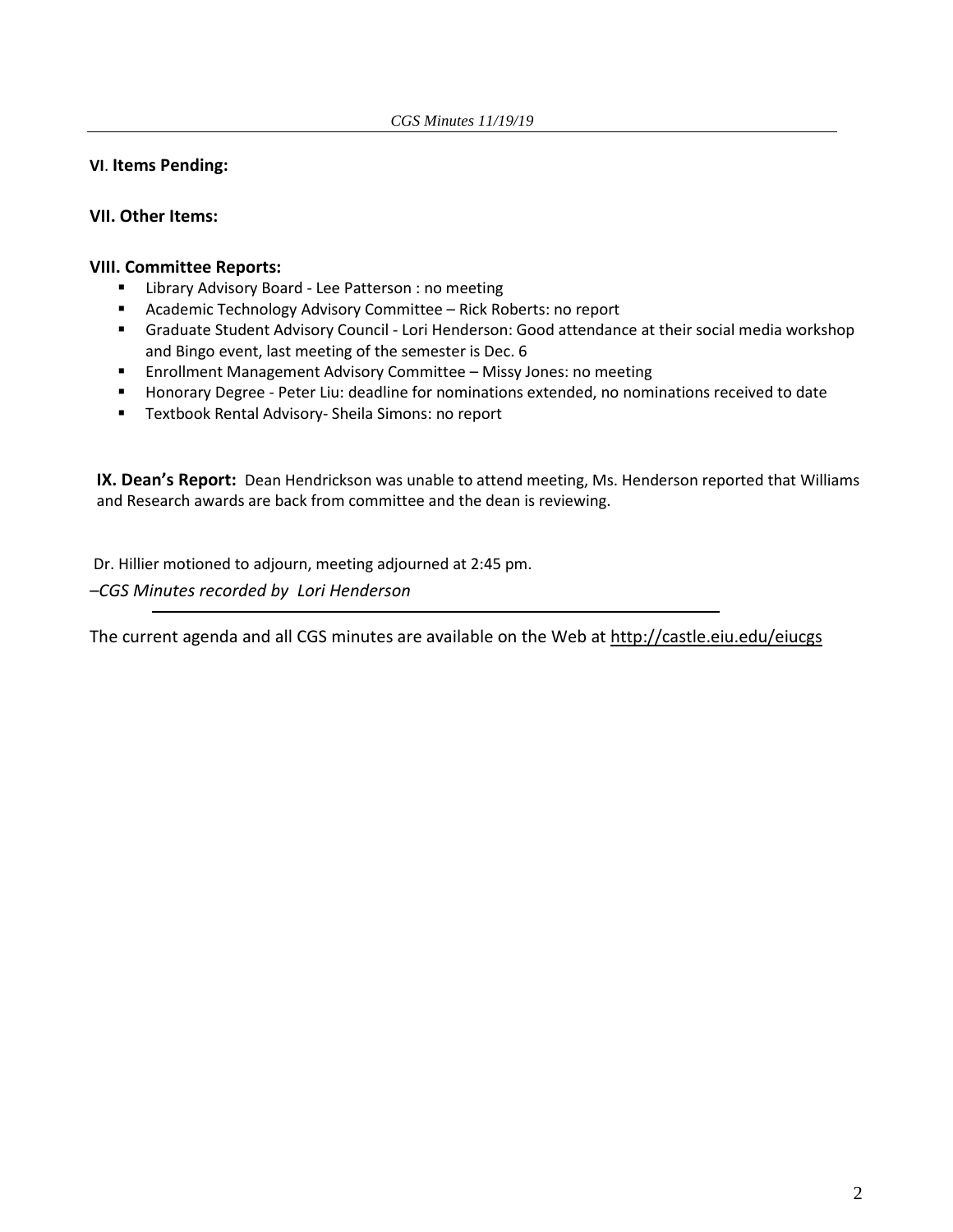**VI. Items Pending:**

**VII. Other Items:**

**VIII. Committee Reports:**

- Library Advisory Board - Lee Patterson : no meeting
- Academic Technology Advisory Committee – Rick Roberts: no report
- Graduate Student Advisory Council - Lori Henderson: Good attendance at their social media workshop and Bingo event, last meeting of the semester is Dec. 6
- Enrollment Management Advisory Committee – Missy Jones: no meeting
- Honorary Degree - Peter Liu: deadline for nominations extended, no nominations received to date
- Textbook Rental Advisory- Sheila Simons: no report

**IX. Dean's Report:** Dean Hendrickson was unable to attend meeting, Ms. Henderson reported that Williams and Research awards are back from committee and the dean is reviewing.

Dr. Hillier motioned to adjourn, meeting adjourned at 2:45 pm.

*–CGS Minutes recorded by Lori Henderson*

---

The current agenda and all CGS minutes are available on the Web at http://castle.eiu.edu/eiucgs